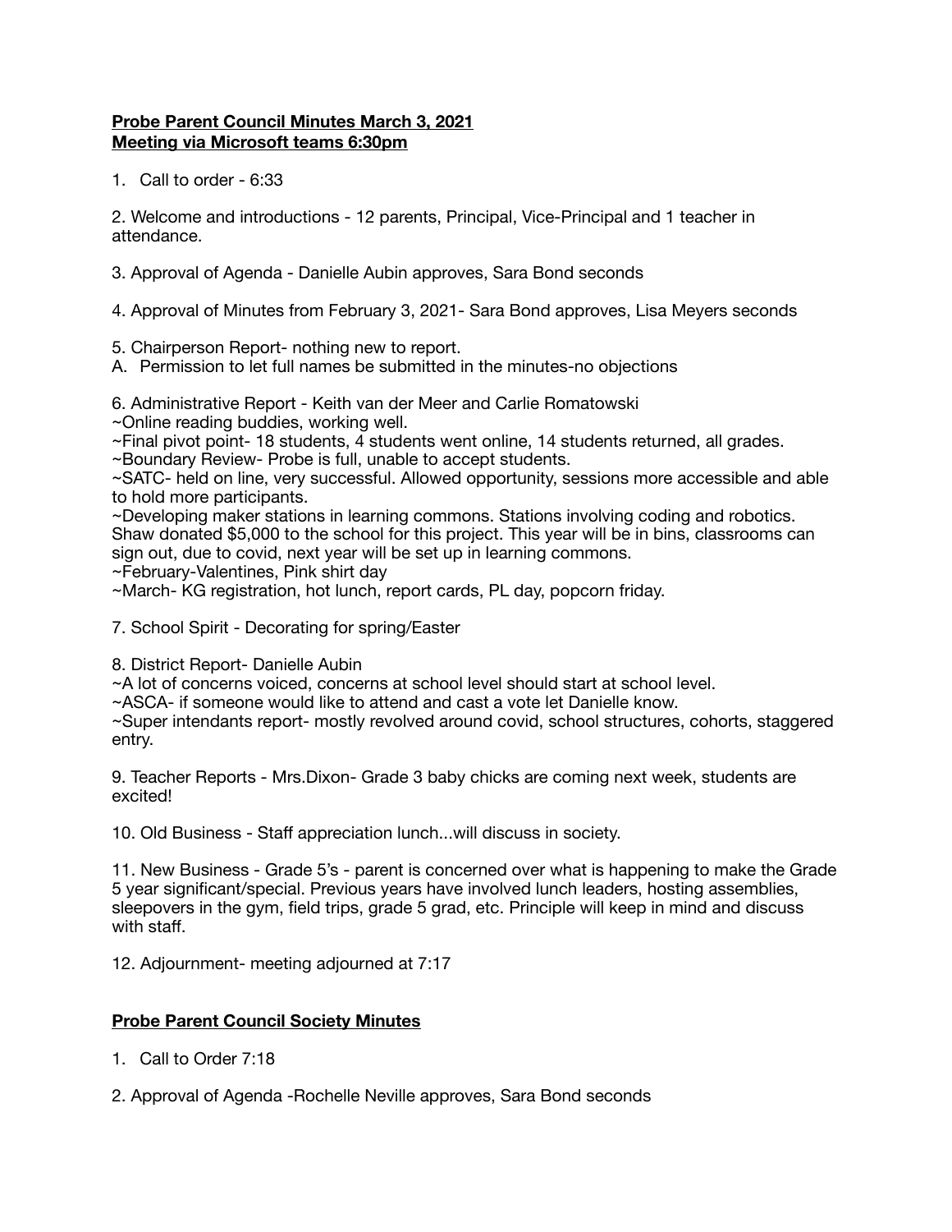**Probe Parent Council Minutes March 3, 2021**
**Meeting via Microsoft teams 6:30pm**

1. Call to order - 6:33

2. Welcome and introductions - 12 parents, Principal, Vice-Principal and 1 teacher in attendance.

3. Approval of Agenda - Danielle Aubin approves, Sara Bond seconds

4. Approval of Minutes from February 3, 2021- Sara Bond approves, Lisa Meyers seconds

5. Chairperson Report- nothing new to report.
A. Permission to let full names be submitted in the minutes-no objections

6. Administrative Report - Keith van der Meer and Carlie Romatowski
~Online reading buddies, working well.
~Final pivot point- 18 students, 4 students went online, 14 students returned, all grades.
~Boundary Review- Probe is full, unable to accept students.
~SATC- held on line, very successful. Allowed opportunity, sessions more accessible and able to hold more participants.
~Developing maker stations in learning commons. Stations involving coding and robotics. Shaw donated $5,000 to the school for this project. This year will be in bins, classrooms can sign out, due to covid, next year will be set up in learning commons.
~February-Valentines, Pink shirt day
~March- KG registration, hot lunch, report cards, PL day, popcorn friday.

7. School Spirit - Decorating for spring/Easter

8. District Report- Danielle Aubin
~A lot of concerns voiced, concerns at school level should start at school level.
~ASCA- if someone would like to attend and cast a vote let Danielle know.
~Super intendants report- mostly revolved around covid, school structures, cohorts, staggered entry.

9. Teacher Reports - Mrs.Dixon- Grade 3 baby chicks are coming next week, students are excited!

10. Old Business - Staff appreciation lunch...will discuss in society.

11. New Business - Grade 5's - parent is concerned over what is happening to make the Grade 5 year significant/special. Previous years have involved lunch leaders, hosting assemblies, sleepovers in the gym, field trips, grade 5 grad, etc. Principle will keep in mind and discuss with staff.

12. Adjournment- meeting adjourned at 7:17

**Probe Parent Council Society Minutes**

1. Call to Order 7:18

2. Approval of Agenda -Rochelle Neville approves, Sara Bond seconds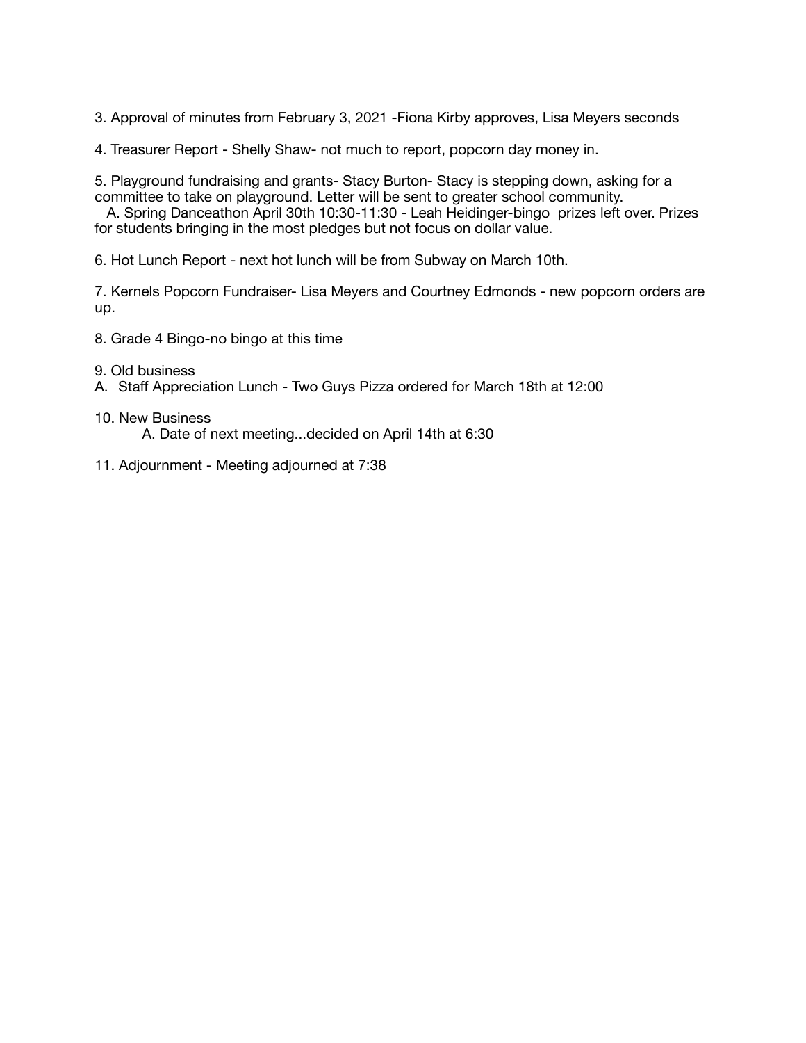3. Approval of minutes from February 3, 2021 -Fiona Kirby approves, Lisa Meyers seconds

4. Treasurer Report - Shelly Shaw- not much to report, popcorn day money in.

5. Playground fundraising and grants- Stacy Burton- Stacy is stepping down, asking for a committee to take on playground. Letter will be sent to greater school community.
   A. Spring Danceathon April 30th 10:30-11:30 - Leah Heidinger-bingo prizes left over. Prizes for students bringing in the most pledges but not focus on dollar value.

6. Hot Lunch Report - next hot lunch will be from Subway on March 10th.

7. Kernels Popcorn Fundraiser- Lisa Meyers and Courtney Edmonds - new popcorn orders are up.

8. Grade 4 Bingo-no bingo at this time

9. Old business
A. Staff Appreciation Lunch - Two Guys Pizza ordered for March 18th at 12:00

10. New Business
    A. Date of next meeting...decided on April 14th at 6:30

11. Adjournment - Meeting adjourned at 7:38